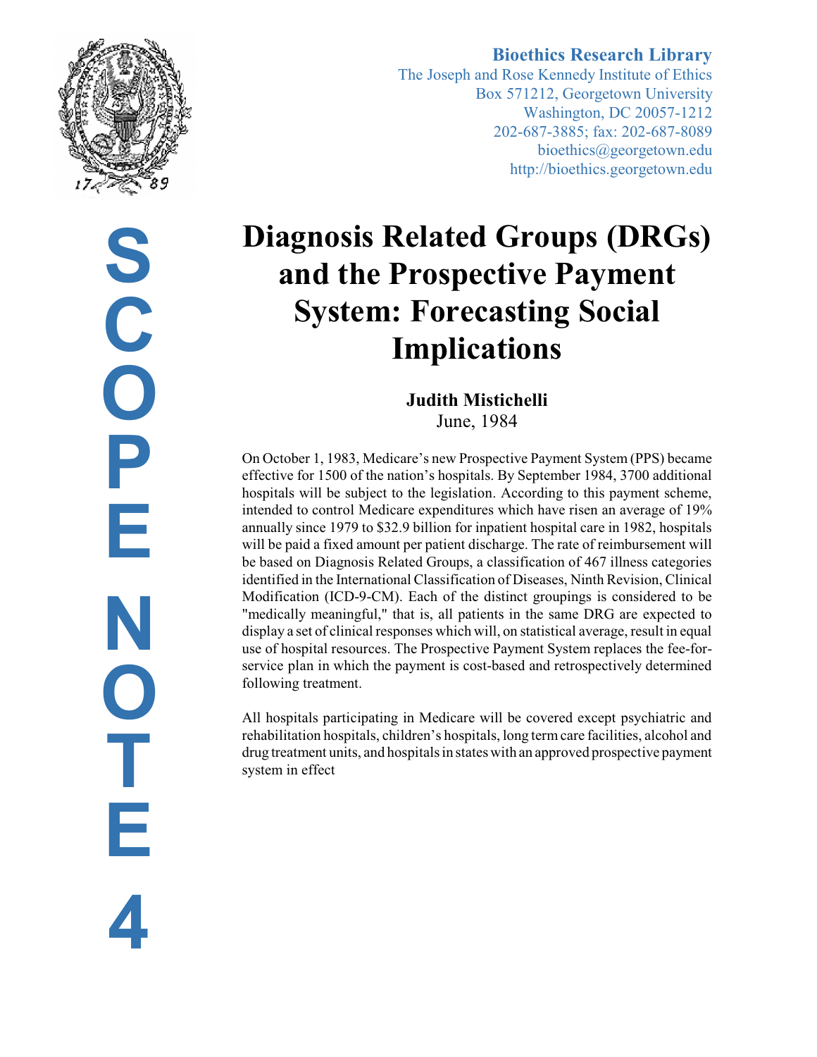**Bioethics Research Library**
The Joseph and Rose Kennedy Institute of Ethics
Box 571212, Georgetown University
Washington, DC 20057-1212
202-687-3885; fax: 202-687-8089
bioethics@georgetown.edu
http://bioethics.georgetown.edu

SCOPE NOTE 4

# Diagnosis Related Groups (DRGs) and the Prospective Payment System: Forecasting Social Implications

**Judith Mistichelli**
June, 1984

On October 1, 1983, Medicare's new Prospective Payment System (PPS) became effective for 1500 of the nation's hospitals. By September 1984, 3700 additional hospitals will be subject to the legislation. According to this payment scheme, intended to control Medicare expenditures which have risen an average of 19% annually since 1979 to $32.9 billion for inpatient hospital care in 1982, hospitals will be paid a fixed amount per patient discharge. The rate of reimbursement will be based on Diagnosis Related Groups, a classification of 467 illness categories identified in the International Classification of Diseases, Ninth Revision, Clinical Modification (ICD-9-CM). Each of the distinct groupings is considered to be "medically meaningful," that is, all patients in the same DRG are expected to display a set of clinical responses which will, on statistical average, result in equal use of hospital resources. The Prospective Payment System replaces the fee-for-service plan in which the payment is cost-based and retrospectively determined following treatment.

All hospitals participating in Medicare will be covered except psychiatric and rehabilitation hospitals, children's hospitals, long term care facilities, alcohol and drug treatment units, and hospitals in states with an approved prospective payment system in effect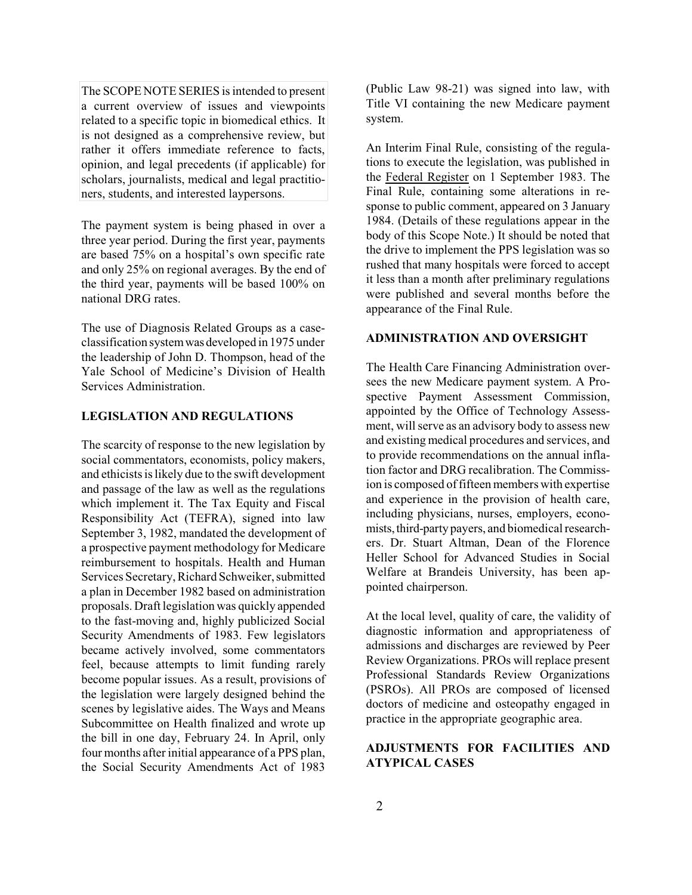The SCOPE NOTE SERIES is intended to present a current overview of issues and viewpoints related to a specific topic in biomedical ethics. It is not designed as a comprehensive review, but rather it offers immediate reference to facts, opinion, and legal precedents (if applicable) for scholars, journalists, medical and legal practitioners, students, and interested laypersons.

The payment system is being phased in over a three year period. During the first year, payments are based 75% on a hospital's own specific rate and only 25% on regional averages. By the end of the third year, payments will be based 100% on national DRG rates.

The use of Diagnosis Related Groups as a case-classification system was developed in 1975 under the leadership of John D. Thompson, head of the Yale School of Medicine's Division of Health Services Administration.

## LEGISLATION AND REGULATIONS

The scarcity of response to the new legislation by social commentators, economists, policy makers, and ethicists is likely due to the swift development and passage of the law as well as the regulations which implement it. The Tax Equity and Fiscal Responsibility Act (TEFRA), signed into law September 3, 1982, mandated the development of a prospective payment methodology for Medicare reimbursement to hospitals. Health and Human Services Secretary, Richard Schweiker, submitted a plan in December 1982 based on administration proposals. Draft legislation was quickly appended to the fast-moving and, highly publicized Social Security Amendments of 1983. Few legislators became actively involved, some commentators feel, because attempts to limit funding rarely become popular issues. As a result, provisions of the legislation were largely designed behind the scenes by legislative aides. The Ways and Means Subcommittee on Health finalized and wrote up the bill in one day, February 24. In April, only four months after initial appearance of a PPS plan, the Social Security Amendments Act of 1983 (Public Law 98-21) was signed into law, with Title VI containing the new Medicare payment system.

An Interim Final Rule, consisting of the regulations to execute the legislation, was published in the Federal Register on 1 September 1983. The Final Rule, containing some alterations in response to public comment, appeared on 3 January 1984. (Details of these regulations appear in the body of this Scope Note.) It should be noted that the drive to implement the PPS legislation was so rushed that many hospitals were forced to accept it less than a month after preliminary regulations were published and several months before the appearance of the Final Rule.

## ADMINISTRATION AND OVERSIGHT

The Health Care Financing Administration oversees the new Medicare payment system. A Prospective Payment Assessment Commission, appointed by the Office of Technology Assessment, will serve as an advisory body to assess new and existing medical procedures and services, and to provide recommendations on the annual inflation factor and DRG recalibration. The Commission is composed of fifteen members with expertise and experience in the provision of health care, including physicians, nurses, employers, economists, third-party payers, and biomedical researchers. Dr. Stuart Altman, Dean of the Florence Heller School for Advanced Studies in Social Welfare at Brandeis University, has been appointed chairperson.

At the local level, quality of care, the validity of diagnostic information and appropriateness of admissions and discharges are reviewed by Peer Review Organizations. PROs will replace present Professional Standards Review Organizations (PSROs). All PROs are composed of licensed doctors of medicine and osteopathy engaged in practice in the appropriate geographic area.

## ADJUSTMENTS FOR FACILITIES AND ATYPICAL CASES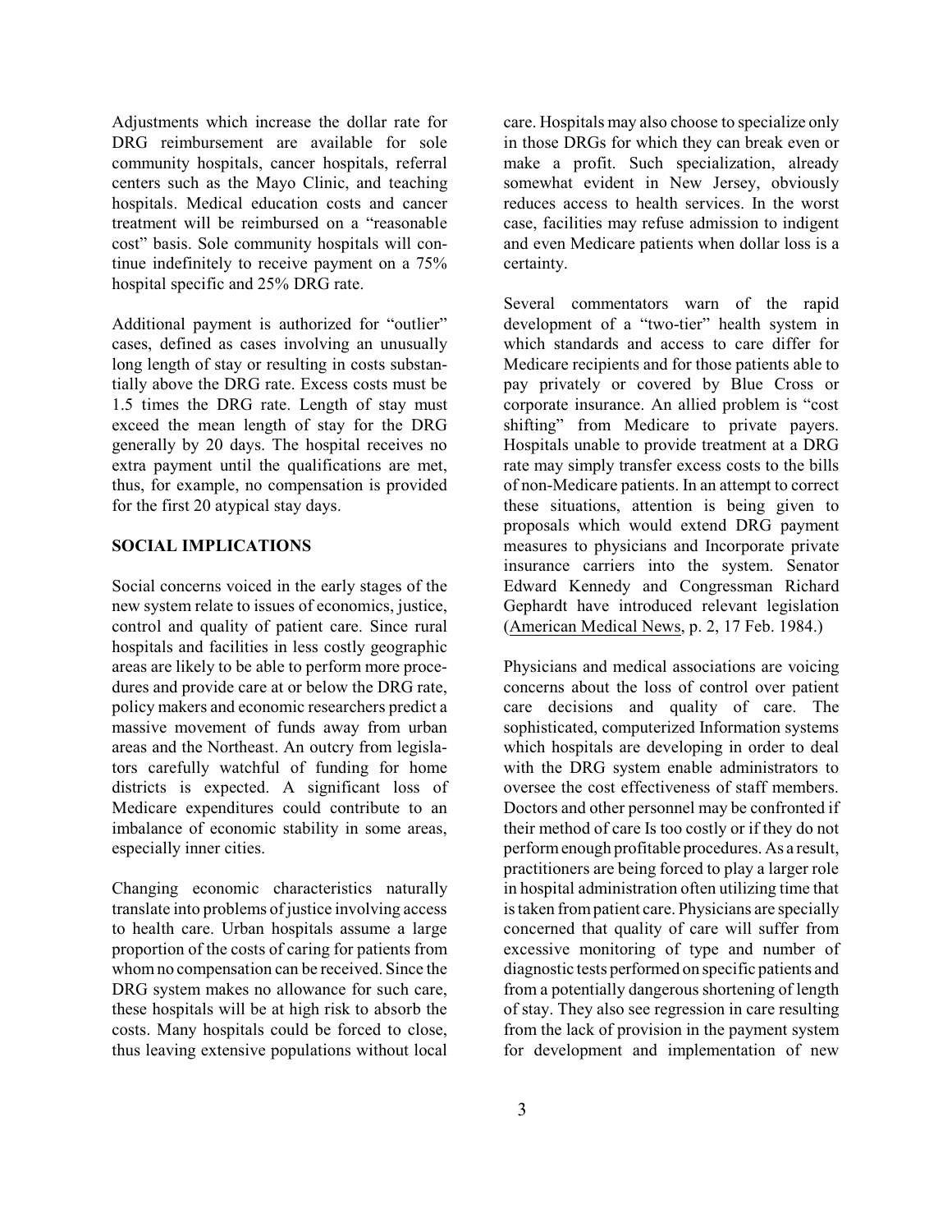Adjustments which increase the dollar rate for DRG reimbursement are available for sole community hospitals, cancer hospitals, referral centers such as the Mayo Clinic, and teaching hospitals. Medical education costs and cancer treatment will be reimbursed on a "reasonable cost" basis. Sole community hospitals will continue indefinitely to receive payment on a 75% hospital specific and 25% DRG rate.

Additional payment is authorized for "outlier" cases, defined as cases involving an unusually long length of stay or resulting in costs substantially above the DRG rate. Excess costs must be 1.5 times the DRG rate. Length of stay must exceed the mean length of stay for the DRG generally by 20 days. The hospital receives no extra payment until the qualifications are met, thus, for example, no compensation is provided for the first 20 atypical stay days.

## SOCIAL IMPLICATIONS

Social concerns voiced in the early stages of the new system relate to issues of economics, justice, control and quality of patient care. Since rural hospitals and facilities in less costly geographic areas are likely to be able to perform more procedures and provide care at or below the DRG rate, policy makers and economic researchers predict a massive movement of funds away from urban areas and the Northeast. An outcry from legislators carefully watchful of funding for home districts is expected. A significant loss of Medicare expenditures could contribute to an imbalance of economic stability in some areas, especially inner cities.

Changing economic characteristics naturally translate into problems of justice involving access to health care. Urban hospitals assume a large proportion of the costs of caring for patients from whom no compensation can be received. Since the DRG system makes no allowance for such care, these hospitals will be at high risk to absorb the costs. Many hospitals could be forced to close, thus leaving extensive populations without local care. Hospitals may also choose to specialize only in those DRGs for which they can break even or make a profit. Such specialization, already somewhat evident in New Jersey, obviously reduces access to health services. In the worst case, facilities may refuse admission to indigent and even Medicare patients when dollar loss is a certainty.

Several commentators warn of the rapid development of a "two-tier" health system in which standards and access to care differ for Medicare recipients and for those patients able to pay privately or covered by Blue Cross or corporate insurance. An allied problem is "cost shifting" from Medicare to private payers. Hospitals unable to provide treatment at a DRG rate may simply transfer excess costs to the bills of non-Medicare patients. In an attempt to correct these situations, attention is being given to proposals which would extend DRG payment measures to physicians and Incorporate private insurance carriers into the system. Senator Edward Kennedy and Congressman Richard Gephardt have introduced relevant legislation (American Medical News, p. 2, 17 Feb. 1984.)

Physicians and medical associations are voicing concerns about the loss of control over patient care decisions and quality of care. The sophisticated, computerized Information systems which hospitals are developing in order to deal with the DRG system enable administrators to oversee the cost effectiveness of staff members. Doctors and other personnel may be confronted if their method of care Is too costly or if they do not perform enough profitable procedures. As a result, practitioners are being forced to play a larger role in hospital administration often utilizing time that is taken from patient care. Physicians are specially concerned that quality of care will suffer from excessive monitoring of type and number of diagnostic tests performed on specific patients and from a potentially dangerous shortening of length of stay. They also see regression in care resulting from the lack of provision in the payment system for development and implementation of new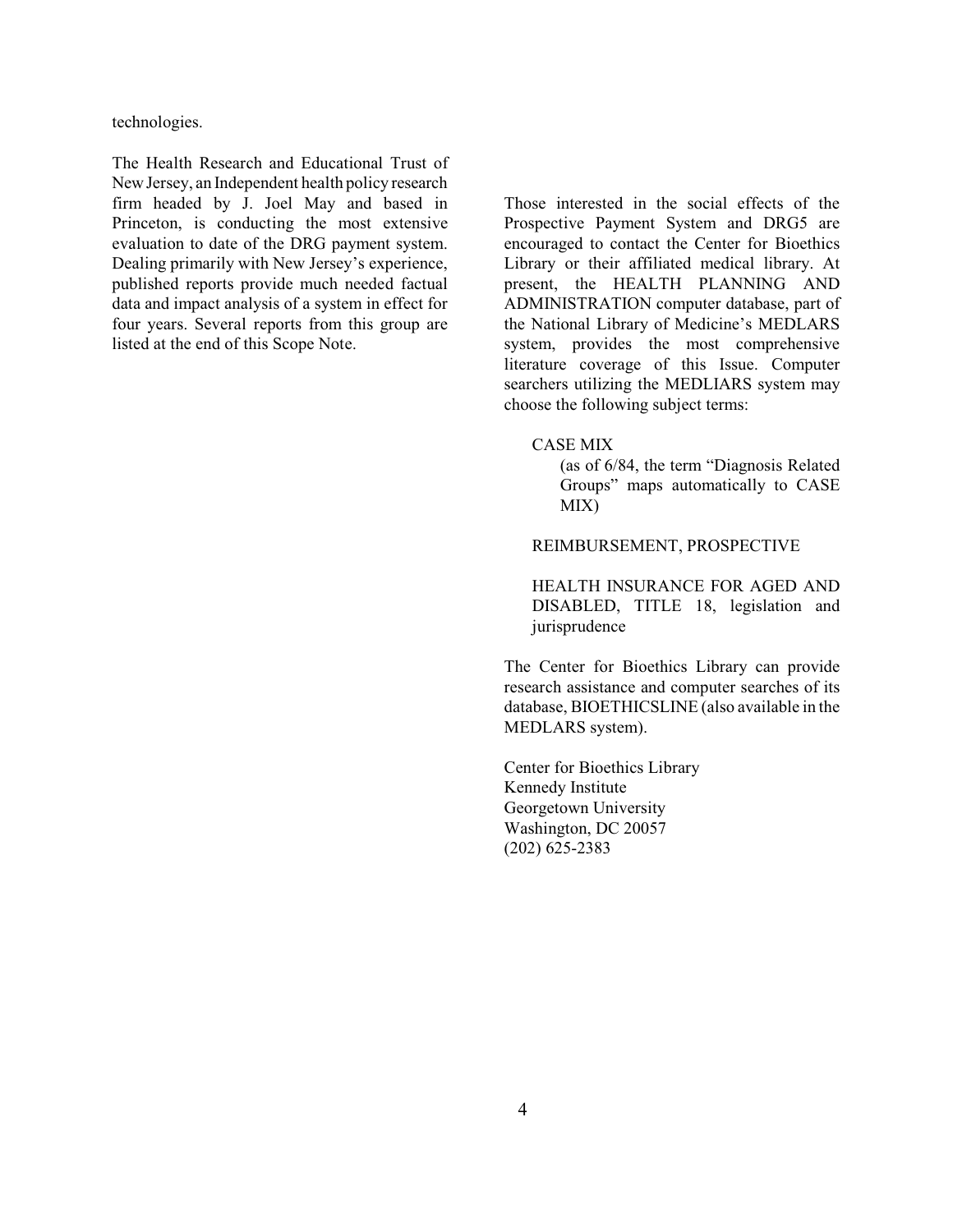technologies.

The Health Research and Educational Trust of New Jersey, an Independent health policy research firm headed by J. Joel May and based in Princeton, is conducting the most extensive evaluation to date of the DRG payment system. Dealing primarily with New Jersey's experience, published reports provide much needed factual data and impact analysis of a system in effect for four years. Several reports from this group are listed at the end of this Scope Note.

Those interested in the social effects of the Prospective Payment System and DRG5 are encouraged to contact the Center for Bioethics Library or their affiliated medical library. At present, the HEALTH PLANNING AND ADMINISTRATION computer database, part of the National Library of Medicine's MEDLARS system, provides the most comprehensive literature coverage of this Issue. Computer searchers utilizing the MEDLIARS system may choose the following subject terms:

CASE MIX
(as of 6/84, the term "Diagnosis Related Groups" maps automatically to CASE MIX)

REIMBURSEMENT, PROSPECTIVE

HEALTH INSURANCE FOR AGED AND DISABLED, TITLE 18, legislation and jurisprudence

The Center for Bioethics Library can provide research assistance and computer searches of its database, BIOETHICSLINE (also available in the MEDLARS system).

Center for Bioethics Library
Kennedy Institute
Georgetown University
Washington, DC 20057
(202) 625-2383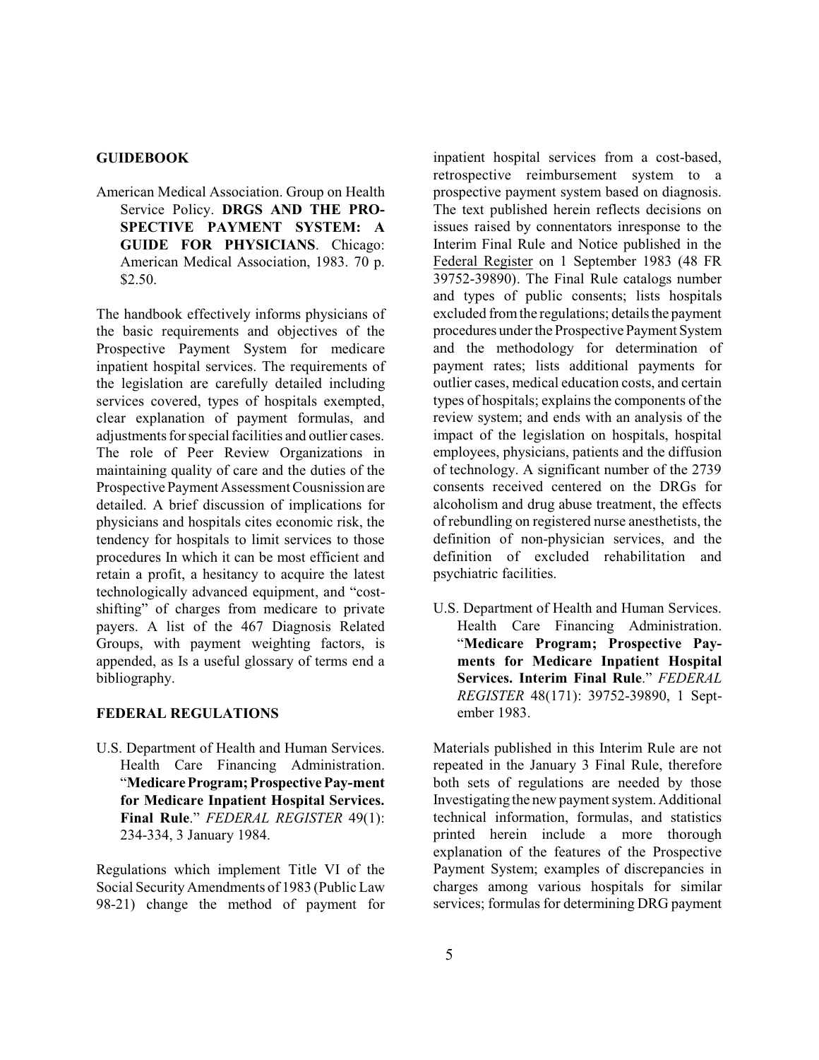## GUIDEBOOK

American Medical Association. Group on Health Service Policy. **DRGS AND THE PROSPECTIVE PAYMENT SYSTEM: A GUIDE FOR PHYSICIANS**. Chicago: American Medical Association, 1983. 70 p. $2.50.

The handbook effectively informs physicians of the basic requirements and objectives of the Prospective Payment System for medicare inpatient hospital services. The requirements of the legislation are carefully detailed including services covered, types of hospitals exempted, clear explanation of payment formulas, and adjustments for special facilities and outlier cases. The role of Peer Review Organizations in maintaining quality of care and the duties of the Prospective Payment Assessment Cousnission are detailed. A brief discussion of implications for physicians and hospitals cites economic risk, the tendency for hospitals to limit services to those procedures In which it can be most efficient and retain a profit, a hesitancy to acquire the latest technologically advanced equipment, and "cost-shifting" of charges from medicare to private payers. A list of the 467 Diagnosis Related Groups, with payment weighting factors, is appended, as Is a useful glossary of terms end a bibliography.

## FEDERAL REGULATIONS

U.S. Department of Health and Human Services. Health Care Financing Administration. "**Medicare Program; Prospective Pay-ment for Medicare Inpatient Hospital Services. Final Rule**." *FEDERAL REGISTER* 49(1): 234-334, 3 January 1984.

Regulations which implement Title VI of the Social Security Amendments of 1983 (Public Law 98-21) change the method of payment for inpatient hospital services from a cost-based, retrospective reimbursement system to a prospective payment system based on diagnosis. The text published herein reflects decisions on issues raised by connentators inresponse to the Interim Final Rule and Notice published in the Federal Register on 1 September 1983 (48 FR 39752-39890). The Final Rule catalogs number and types of public consents; lists hospitals excluded from the regulations; details the payment procedures under the Prospective Payment System and the methodology for determination of payment rates; lists additional payments for outlier cases, medical education costs, and certain types of hospitals; explains the components of the review system; and ends with an analysis of the impact of the legislation on hospitals, hospital employees, physicians, patients and the diffusion of technology. A significant number of the 2739 consents received centered on the DRGs for alcoholism and drug abuse treatment, the effects of rebundling on registered nurse anesthetists, the definition of non-physician services, and the definition of excluded rehabilitation and psychiatric facilities.

U.S. Department of Health and Human Services. Health Care Financing Administration. "**Medicare Program; Prospective Payments for Medicare Inpatient Hospital Services. Interim Final Rule**." *FEDERAL REGISTER* 48(171): 39752-39890, 1 September 1983.

Materials published in this Interim Rule are not repeated in the January 3 Final Rule, therefore both sets of regulations are needed by those Investigating the new payment system. Additional technical information, formulas, and statistics printed herein include a more thorough explanation of the features of the Prospective Payment System; examples of discrepancies in charges among various hospitals for similar services; formulas for determining DRG payment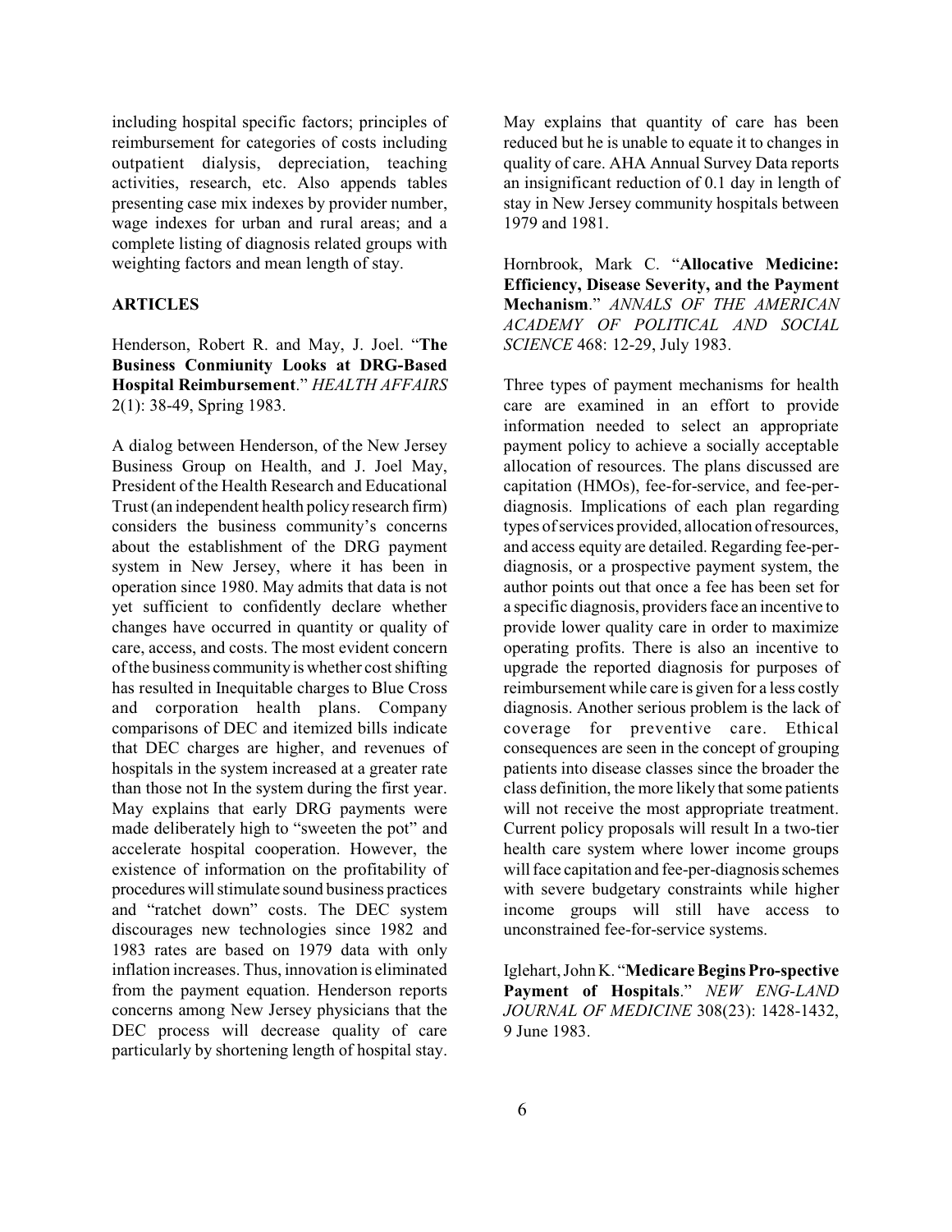including hospital specific factors; principles of reimbursement for categories of costs including outpatient dialysis, depreciation, teaching activities, research, etc. Also appends tables presenting case mix indexes by provider number, wage indexes for urban and rural areas; and a complete listing of diagnosis related groups with weighting factors and mean length of stay.

## ARTICLES

Henderson, Robert R. and May, J. Joel. "**The Business Conmiunity Looks at DRG-Based Hospital Reimbursement**." *HEALTH AFFAIRS* 2(1): 38-49, Spring 1983.

A dialog between Henderson, of the New Jersey Business Group on Health, and J. Joel May, President of the Health Research and Educational Trust (an independent health policy research firm) considers the business community's concerns about the establishment of the DRG payment system in New Jersey, where it has been in operation since 1980. May admits that data is not yet sufficient to confidently declare whether changes have occurred in quantity or quality of care, access, and costs. The most evident concern of the business community is whether cost shifting has resulted in Inequitable charges to Blue Cross and corporation health plans. Company comparisons of DEC and itemized bills indicate that DEC charges are higher, and revenues of hospitals in the system increased at a greater rate than those not In the system during the first year. May explains that early DRG payments were made deliberately high to "sweeten the pot" and accelerate hospital cooperation. However, the existence of information on the profitability of procedures will stimulate sound business practices and "ratchet down" costs. The DEC system discourages new technologies since 1982 and 1983 rates are based on 1979 data with only inflation increases. Thus, innovation is eliminated from the payment equation. Henderson reports concerns among New Jersey physicians that the DEC process will decrease quality of care particularly by shortening length of hospital stay. May explains that quantity of care has been reduced but he is unable to equate it to changes in quality of care. AHA Annual Survey Data reports an insignificant reduction of 0.1 day in length of stay in New Jersey community hospitals between 1979 and 1981.

Hornbrook, Mark C. "**Allocative Medicine: Efficiency, Disease Severity, and the Payment Mechanism**." *ANNALS OF THE AMERICAN ACADEMY OF POLITICAL AND SOCIAL SCIENCE* 468: 12-29, July 1983.

Three types of payment mechanisms for health care are examined in an effort to provide information needed to select an appropriate payment policy to achieve a socially acceptable allocation of resources. The plans discussed are capitation (HMOs), fee-for-service, and fee-per-diagnosis. Implications of each plan regarding types of services provided, allocation of resources, and access equity are detailed. Regarding fee-per-diagnosis, or a prospective payment system, the author points out that once a fee has been set for a specific diagnosis, providers face an incentive to provide lower quality care in order to maximize operating profits. There is also an incentive to upgrade the reported diagnosis for purposes of reimbursement while care is given for a less costly diagnosis. Another serious problem is the lack of coverage for preventive care. Ethical consequences are seen in the concept of grouping patients into disease classes since the broader the class definition, the more likely that some patients will not receive the most appropriate treatment. Current policy proposals will result In a two-tier health care system where lower income groups will face capitation and fee-per-diagnosis schemes with severe budgetary constraints while higher income groups will still have access to unconstrained fee-for-service systems.

Iglehart, John K. "**Medicare Begins Pro-spective Payment of Hospitals**." *NEW ENG-LAND JOURNAL OF MEDICINE* 308(23): 1428-1432, 9 June 1983.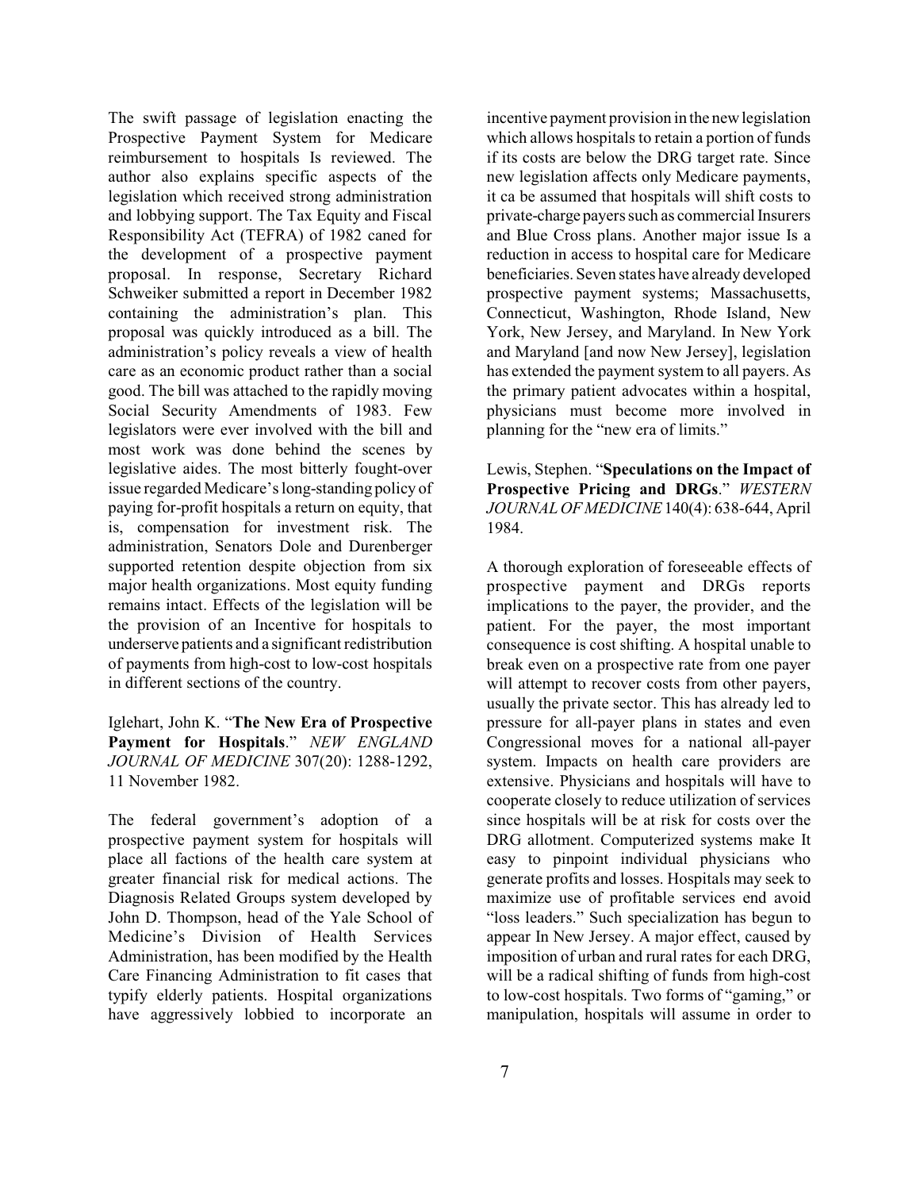The swift passage of legislation enacting the Prospective Payment System for Medicare reimbursement to hospitals Is reviewed. The author also explains specific aspects of the legislation which received strong administration and lobbying support. The Tax Equity and Fiscal Responsibility Act (TEFRA) of 1982 caned for the development of a prospective payment proposal. In response, Secretary Richard Schweiker submitted a report in December 1982 containing the administration's plan. This proposal was quickly introduced as a bill. The administration's policy reveals a view of health care as an economic product rather than a social good. The bill was attached to the rapidly moving Social Security Amendments of 1983. Few legislators were ever involved with the bill and most work was done behind the scenes by legislative aides. The most bitterly fought-over issue regarded Medicare's long-standing policy of paying for-profit hospitals a return on equity, that is, compensation for investment risk. The administration, Senators Dole and Durenberger supported retention despite objection from six major health organizations. Most equity funding remains intact. Effects of the legislation will be the provision of an Incentive for hospitals to underserve patients and a significant redistribution of payments from high-cost to low-cost hospitals in different sections of the country.

Iglehart, John K. "**The New Era of Prospective Payment for Hospitals**." *NEW ENGLAND JOURNAL OF MEDICINE* 307(20): 1288-1292, 11 November 1982.

The federal government's adoption of a prospective payment system for hospitals will place all factions of the health care system at greater financial risk for medical actions. The Diagnosis Related Groups system developed by John D. Thompson, head of the Yale School of Medicine's Division of Health Services Administration, has been modified by the Health Care Financing Administration to fit cases that typify elderly patients. Hospital organizations have aggressively lobbied to incorporate an incentive payment provision in the new legislation which allows hospitals to retain a portion of funds if its costs are below the DRG target rate. Since new legislation affects only Medicare payments, it ca be assumed that hospitals will shift costs to private-charge payers such as commercial Insurers and Blue Cross plans. Another major issue Is a reduction in access to hospital care for Medicare beneficiaries. Seven states have already developed prospective payment systems; Massachusetts, Connecticut, Washington, Rhode Island, New York, New Jersey, and Maryland. In New York and Maryland [and now New Jersey], legislation has extended the payment system to all payers. As the primary patient advocates within a hospital, physicians must become more involved in planning for the "new era of limits."

Lewis, Stephen. "**Speculations on the Impact of Prospective Pricing and DRGs**." *WESTERN JOURNAL OF MEDICINE* 140(4): 638-644, April 1984.

A thorough exploration of foreseeable effects of prospective payment and DRGs reports implications to the payer, the provider, and the patient. For the payer, the most important consequence is cost shifting. A hospital unable to break even on a prospective rate from one payer will attempt to recover costs from other payers, usually the private sector. This has already led to pressure for all-payer plans in states and even Congressional moves for a national all-payer system. Impacts on health care providers are extensive. Physicians and hospitals will have to cooperate closely to reduce utilization of services since hospitals will be at risk for costs over the DRG allotment. Computerized systems make It easy to pinpoint individual physicians who generate profits and losses. Hospitals may seek to maximize use of profitable services end avoid "loss leaders." Such specialization has begun to appear In New Jersey. A major effect, caused by imposition of urban and rural rates for each DRG, will be a radical shifting of funds from high-cost to low-cost hospitals. Two forms of "gaming," or manipulation, hospitals will assume in order to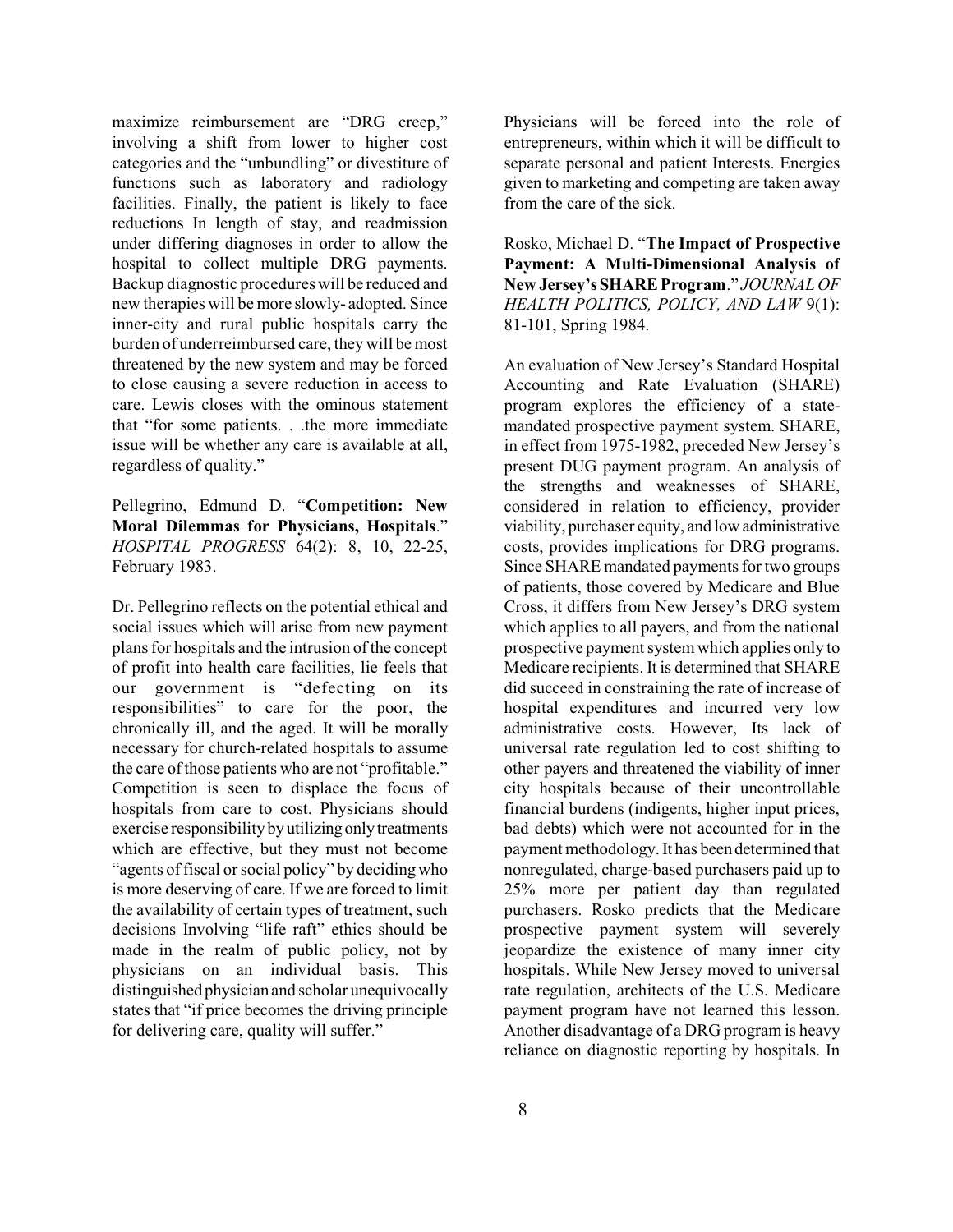maximize reimbursement are "DRG creep," involving a shift from lower to higher cost categories and the "unbundling" or divestiture of functions such as laboratory and radiology facilities. Finally, the patient is likely to face reductions In length of stay, and readmission under differing diagnoses in order to allow the hospital to collect multiple DRG payments. Backup diagnostic procedures will be reduced and new therapies will be more slowly- adopted. Since inner-city and rural public hospitals carry the burden of underreimbursed care, they will be most threatened by the new system and may be forced to close causing a severe reduction in access to care. Lewis closes with the ominous statement that "for some patients. . .the more immediate issue will be whether any care is available at all, regardless of quality."

Pellegrino, Edmund D. "**Competition: New Moral Dilemmas for Physicians, Hospitals**." *HOSPITAL PROGRESS* 64(2): 8, 10, 22-25, February 1983.

Dr. Pellegrino reflects on the potential ethical and social issues which will arise from new payment plans for hospitals and the intrusion of the concept of profit into health care facilities, lie feels that our government is "defecting on its responsibilities" to care for the poor, the chronically ill, and the aged. It will be morally necessary for church-related hospitals to assume the care of those patients who are not "profitable." Competition is seen to displace the focus of hospitals from care to cost. Physicians should exercise responsibility by utilizing only treatments which are effective, but they must not become "agents of fiscal or social policy" by deciding who is more deserving of care. If we are forced to limit the availability of certain types of treatment, such decisions Involving "life raft" ethics should be made in the realm of public policy, not by physicians on an individual basis. This distinguished physician and scholar unequivocally states that "if price becomes the driving principle for delivering care, quality will suffer." Physicians will be forced into the role of entrepreneurs, within which it will be difficult to separate personal and patient Interests. Energies given to marketing and competing are taken away from the care of the sick.

Rosko, Michael D. "**The Impact of Prospective Payment: A Multi-Dimensional Analysis of New Jersey's SHARE Program**." *JOURNAL OF HEALTH POLITICS, POLICY, AND LAW* 9(1): 81-101, Spring 1984.

An evaluation of New Jersey's Standard Hospital Accounting and Rate Evaluation (SHARE) program explores the efficiency of a state-mandated prospective payment system. SHARE, in effect from 1975-1982, preceded New Jersey's present DUG payment program. An analysis of the strengths and weaknesses of SHARE, considered in relation to efficiency, provider viability, purchaser equity, and low administrative costs, provides implications for DRG programs. Since SHARE mandated payments for two groups of patients, those covered by Medicare and Blue Cross, it differs from New Jersey's DRG system which applies to all payers, and from the national prospective payment system which applies only to Medicare recipients. It is determined that SHARE did succeed in constraining the rate of increase of hospital expenditures and incurred very low administrative costs. However, Its lack of universal rate regulation led to cost shifting to other payers and threatened the viability of inner city hospitals because of their uncontrollable financial burdens (indigents, higher input prices, bad debts) which were not accounted for in the payment methodology. It has been determined that nonregulated, charge-based purchasers paid up to 25% more per patient day than regulated purchasers. Rosko predicts that the Medicare prospective payment system will severely jeopardize the existence of many inner city hospitals. While New Jersey moved to universal rate regulation, architects of the U.S. Medicare payment program have not learned this lesson. Another disadvantage of a DRG program is heavy reliance on diagnostic reporting by hospitals. In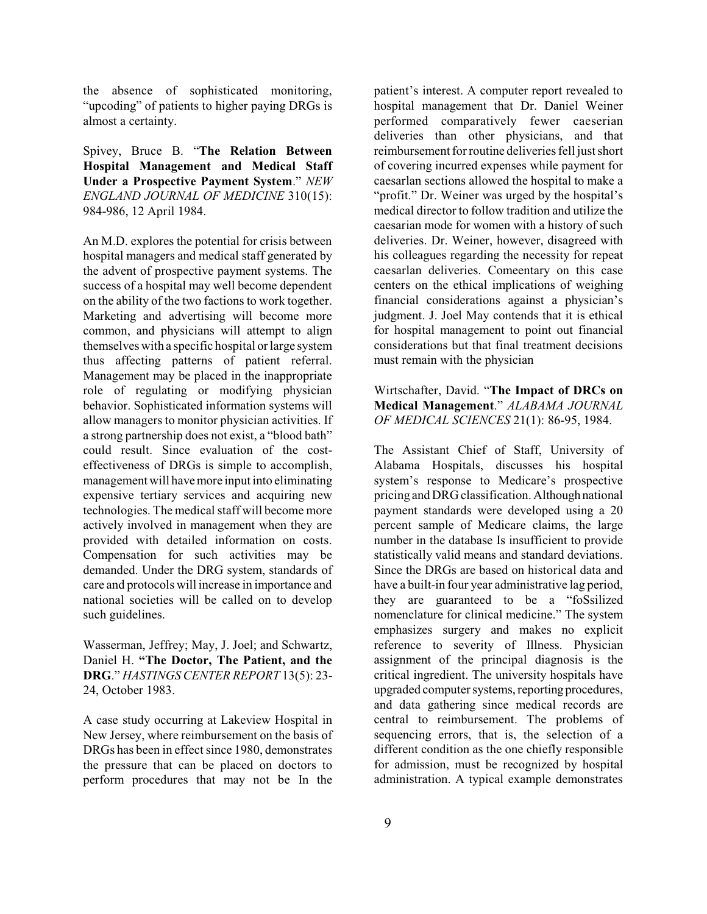the absence of sophisticated monitoring, "upcoding" of patients to higher paying DRGs is almost a certainty.

Spivey, Bruce B. "**The Relation Between Hospital Management and Medical Staff Under a Prospective Payment System**." *NEW ENGLAND JOURNAL OF MEDICINE* 310(15): 984-986, 12 April 1984.

An M.D. explores the potential for crisis between hospital managers and medical staff generated by the advent of prospective payment systems. The success of a hospital may well become dependent on the ability of the two factions to work together. Marketing and advertising will become more common, and physicians will attempt to align themselves with a specific hospital or large system thus affecting patterns of patient referral. Management may be placed in the inappropriate role of regulating or modifying physician behavior. Sophisticated information systems will allow managers to monitor physician activities. If a strong partnership does not exist, a "blood bath" could result. Since evaluation of the cost-effectiveness of DRGs is simple to accomplish, management will have more input into eliminating expensive tertiary services and acquiring new technologies. The medical staff will become more actively involved in management when they are provided with detailed information on costs. Compensation for such activities may be demanded. Under the DRG system, standards of care and protocols will increase in importance and national societies will be called on to develop such guidelines.

Wasserman, Jeffrey; May, J. Joel; and Schwartz, Daniel H. **"The Doctor, The Patient, and the DRG**." *HASTINGS CENTER REPORT* 13(5): 23-24, October 1983.

A case study occurring at Lakeview Hospital in New Jersey, where reimbursement on the basis of DRGs has been in effect since 1980, demonstrates the pressure that can be placed on doctors to perform procedures that may not be In the patient's interest. A computer report revealed to hospital management that Dr. Daniel Weiner performed comparatively fewer caeserian deliveries than other physicians, and that reimbursement for routine deliveries fell just short of covering incurred expenses while payment for caesarlan sections allowed the hospital to make a "profit." Dr. Weiner was urged by the hospital's medical director to follow tradition and utilize the caesarian mode for women with a history of such deliveries. Dr. Weiner, however, disagreed with his colleagues regarding the necessity for repeat caesarlan deliveries. Comeentary on this case centers on the ethical implications of weighing financial considerations against a physician's judgment. J. Joel May contends that it is ethical for hospital management to point out financial considerations but that final treatment decisions must remain with the physician

Wirtschafter, David. "**The Impact of DRCs on Medical Management**." *ALABAMA JOURNAL OF MEDICAL SCIENCES* 21(1): 86-95, 1984.

The Assistant Chief of Staff, University of Alabama Hospitals, discusses his hospital system's response to Medicare's prospective pricing and DRG classification. Although national payment standards were developed using a 20 percent sample of Medicare claims, the large number in the database Is insufficient to provide statistically valid means and standard deviations. Since the DRGs are based on historical data and have a built-in four year administrative lag period, they are guaranteed to be a "foSsilized nomenclature for clinical medicine." The system emphasizes surgery and makes no explicit reference to severity of Illness. Physician assignment of the principal diagnosis is the critical ingredient. The university hospitals have upgraded computer systems, reporting procedures, and data gathering since medical records are central to reimbursement. The problems of sequencing errors, that is, the selection of a different condition as the one chiefly responsible for admission, must be recognized by hospital administration. A typical example demonstrates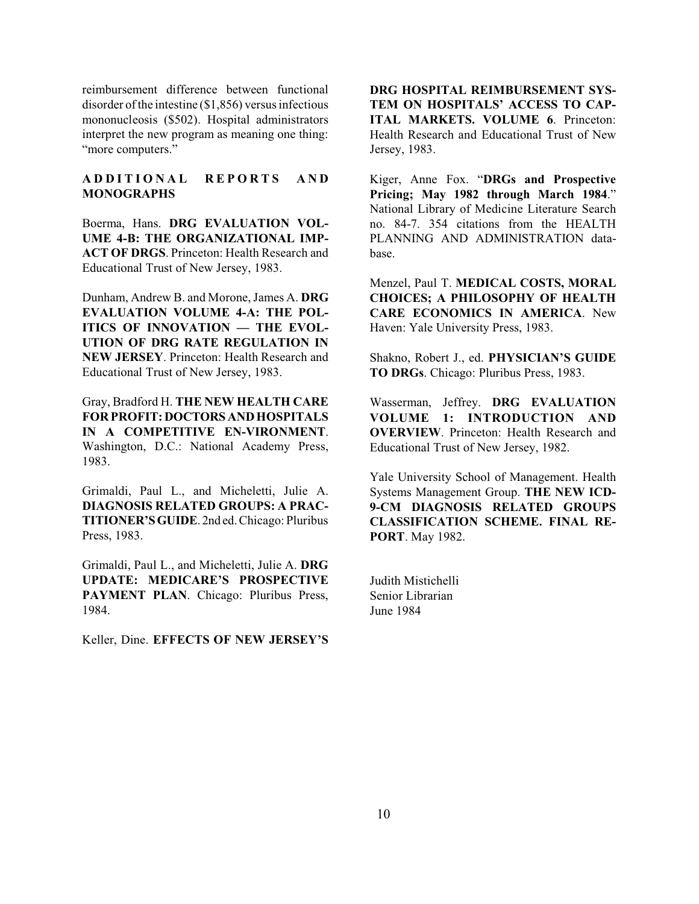reimbursement difference between functional disorder of the intestine ($1,856) versus infectious mononucleosis ($502). Hospital administrators interpret the new program as meaning one thing: "more computers."

## ADDITIONAL REPORTS AND MONOGRAPHS

Boerma, Hans. **DRG EVALUATION VOLUME 4-B: THE ORGANIZATIONAL IMPACT OF DRGS**. Princeton: Health Research and Educational Trust of New Jersey, 1983.

Dunham, Andrew B. and Morone, James A. **DRG EVALUATION VOLUME 4-A: THE POLITICS OF INNOVATION — THE EVOLUTION OF DRG RATE REGULATION IN NEW JERSEY**. Princeton: Health Research and Educational Trust of New Jersey, 1983.

Gray, Bradford H. **THE NEW HEALTH CARE FOR PROFIT: DOCTORS AND HOSPITALS IN A COMPETITIVE EN-VIRONMENT**. Washington, D.C.: National Academy Press, 1983.

Grimaldi, Paul L., and Micheletti, Julie A. **DIAGNOSIS RELATED GROUPS: A PRACTITIONER'S GUIDE**. 2nd ed. Chicago: Pluribus Press, 1983.

Grimaldi, Paul L., and Micheletti, Julie A. **DRG UPDATE: MEDICARE'S PROSPECTIVE PAYMENT PLAN**. Chicago: Pluribus Press, 1984.

Keller, Dine. **EFFECTS OF NEW JERSEY'S DRG HOSPITAL REIMBURSEMENT SYSTEM ON HOSPITALS' ACCESS TO CAPITAL MARKETS. VOLUME 6**. Princeton: Health Research and Educational Trust of New Jersey, 1983.

Kiger, Anne Fox. "**DRGs and Prospective Pricing; May 1982 through March 1984**." National Library of Medicine Literature Search no. 84-7. 354 citations from the HEALTH PLANNING AND ADMINISTRATION database.

Menzel, Paul T. **MEDICAL COSTS, MORAL CHOICES; A PHILOSOPHY OF HEALTH CARE ECONOMICS IN AMERICA**. New Haven: Yale University Press, 1983.

Shakno, Robert J., ed. **PHYSICIAN'S GUIDE TO DRGs**. Chicago: Pluribus Press, 1983.

Wasserman, Jeffrey. **DRG EVALUATION VOLUME 1: INTRODUCTION AND OVERVIEW**. Princeton: Health Research and Educational Trust of New Jersey, 1982.

Yale University School of Management. Health Systems Management Group. **THE NEW ICD-9-CM DIAGNOSIS RELATED GROUPS CLASSIFICATION SCHEME. FINAL REPORT**. May 1982.

Judith Mistichelli
Senior Librarian
June 1984